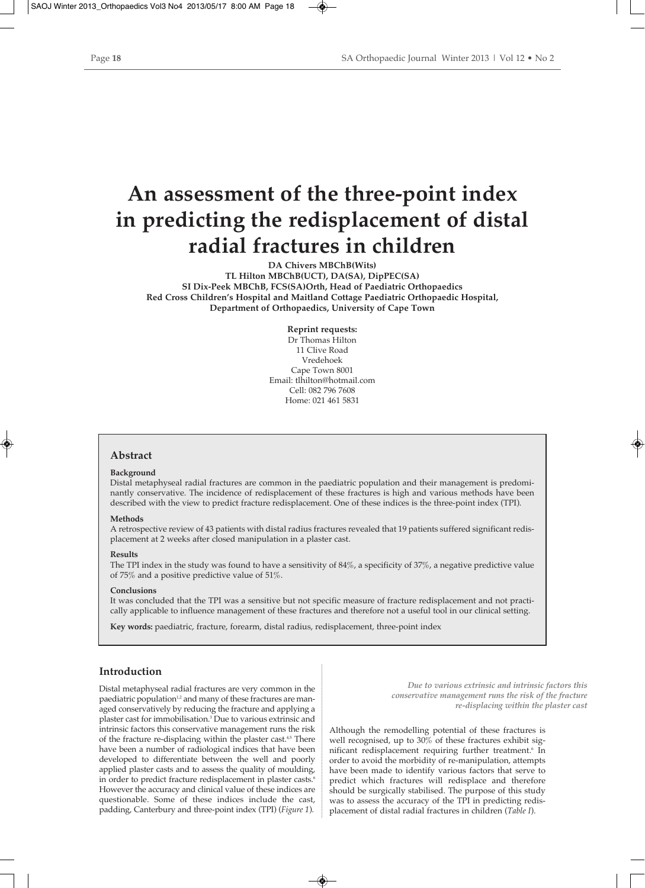# An assessment of the three-point index in predicting the redisplacement of distal radial fractures in children

**DA Chivers MBChB(Wits)**
**TL Hilton MBChB(UCT), DA(SA), DipPEC(SA)**
**SI Dix-Peek MBChB, FCS(SA)Orth, Head of Paediatric Orthopaedics**
**Red Cross Children's Hospital and Maitland Cottage Paediatric Orthopaedic Hospital, Department of Orthopaedics, University of Cape Town**

**Reprint requests:**
Dr Thomas Hilton
11 Clive Road
Vredehoek
Cape Town 8001
Email: tlhilton@hotmail.com
Cell: 082 796 7608
Home: 021 461 5831

## Abstract

**Background**

Distal metaphyseal radial fractures are common in the paediatric population and their management is predominantly conservative. The incidence of redisplacement of these fractures is high and various methods have been described with the view to predict fracture redisplacement. One of these indices is the three-point index (TPI).

**Methods**

A retrospective review of 43 patients with distal radius fractures revealed that 19 patients suffered significant redisplacement at 2 weeks after closed manipulation in a plaster cast.

**Results**

The TPI index in the study was found to have a sensitivity of 84%, a specificity of 37%, a negative predictive value of 75% and a positive predictive value of 51%.

**Conclusions**

It was concluded that the TPI was a sensitive but not specific measure of fracture redisplacement and not practically applicable to influence management of these fractures and therefore not a useful tool in our clinical setting.

**Key words:** paediatric, fracture, forearm, distal radius, redisplacement, three-point index

## Introduction

Distal metaphyseal radial fractures are very common in the paediatric population[1,2] and many of these fractures are managed conservatively by reducing the fracture and applying a plaster cast for immobilisation.[3] Due to various extrinsic and intrinsic factors this conservative management runs the risk of the fracture re-displacing within the plaster cast.[4,5] There have been a number of radiological indices that have been developed to differentiate between the well and poorly applied plaster casts and to assess the quality of moulding, in order to predict fracture redisplacement in plaster casts.[6] However the accuracy and clinical value of these indices are questionable. Some of these indices include the cast, padding, Canterbury and three-point index (TPI) (*Figure 1*).

*Due to various extrinsic and intrinsic factors this conservative management runs the risk of the fracture re-displacing within the plaster cast*

Although the remodelling potential of these fractures is well recognised, up to 30% of these fractures exhibit significant redisplacement requiring further treatment.[6] In order to avoid the morbidity of re-manipulation, attempts have been made to identify various factors that serve to predict which fractures will redisplace and therefore should be surgically stabilised. The purpose of this study was to assess the accuracy of the TPI in predicting redisplacement of distal radial fractures in children (*Table I*).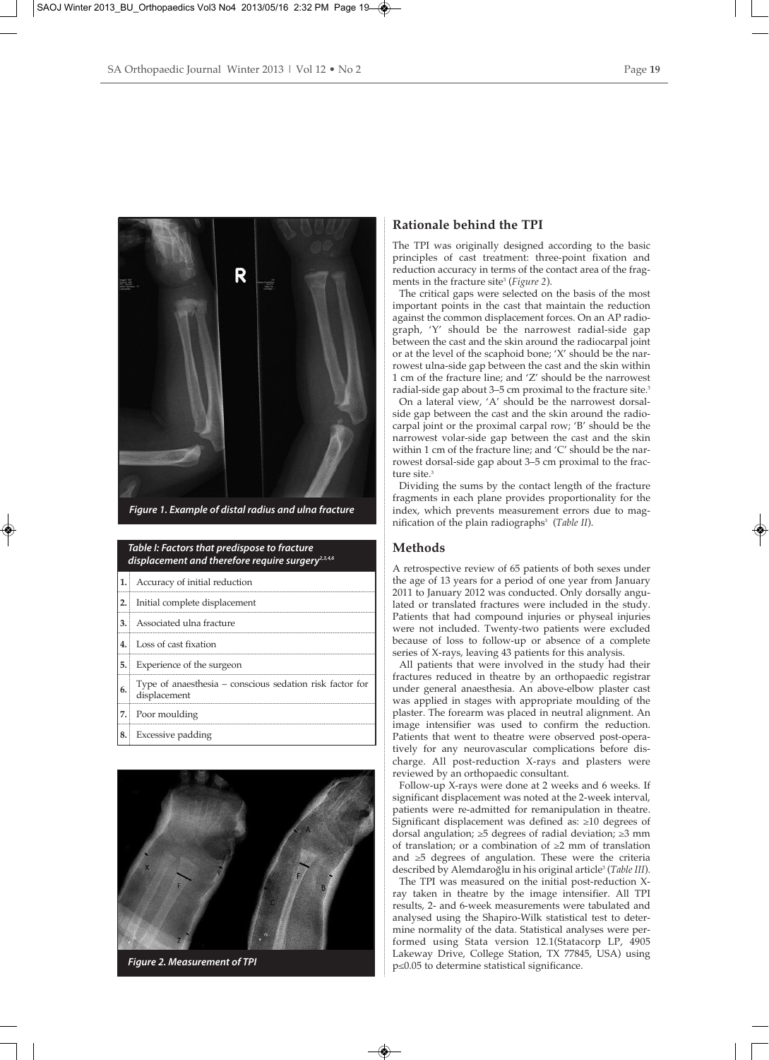Figure 1. Example of distal radius and ulna fracture

| Table I: Factors that predispose to fracture displacement and therefore require surgery[2,3,4,6] | |
|---|---|
| 1. | Accuracy of initial reduction |
| 2. | Initial complete displacement |
| 3. | Associated ulna fracture |
| 4. | Loss of cast fixation |
| 5. | Experience of the surgeon |
| 6. | Type of anaesthesia – conscious sedation risk factor for displacement |
| 7. | Poor moulding |
| 8. | Excessive padding |

Figure 2. Measurement of TPI

## Rationale behind the TPI

The TPI was originally designed according to the basic principles of cast treatment: three-point fixation and reduction accuracy in terms of the contact area of the fragments in the fracture site[3] (*Figure 2*).

The critical gaps were selected on the basis of the most important points in the cast that maintain the reduction against the common displacement forces. On an AP radiograph, 'Y' should be the narrowest radial-side gap between the cast and the skin around the radiocarpal joint or at the level of the scaphoid bone; 'X' should be the narrowest ulna-side gap between the cast and the skin within 1 cm of the fracture line; and 'Z' should be the narrowest radial-side gap about 3–5 cm proximal to the fracture site.[3]

On a lateral view, 'A' should be the narrowest dorsal-side gap between the cast and the skin around the radiocarpal joint or the proximal carpal row; 'B' should be the narrowest volar-side gap between the cast and the skin within 1 cm of the fracture line; and 'C' should be the narrowest dorsal-side gap about 3–5 cm proximal to the fracture site.[3]

Dividing the sums by the contact length of the fracture fragments in each plane provides proportionality for the index, which prevents measurement errors due to magnification of the plain radiographs[3] (*Table II*).

## Methods

A retrospective review of 65 patients of both sexes under the age of 13 years for a period of one year from January 2011 to January 2012 was conducted. Only dorsally angulated or translated fractures were included in the study. Patients that had compound injuries or physeal injuries were not included. Twenty-two patients were excluded because of loss to follow-up or absence of a complete series of X-rays, leaving 43 patients for this analysis.

All patients that were involved in the study had their fractures reduced in theatre by an orthopaedic registrar under general anaesthesia. An above-elbow plaster cast was applied in stages with appropriate moulding of the plaster. The forearm was placed in neutral alignment. An image intensifier was used to confirm the reduction. Patients that went to theatre were observed post-operatively for any neurovascular complications before discharge. All post-reduction X-rays and plasters were reviewed by an orthopaedic consultant.

Follow-up X-rays were done at 2 weeks and 6 weeks. If significant displacement was noted at the 2-week interval, patients were re-admitted for remanipulation in theatre. Significant displacement was defined as: ≥10 degrees of dorsal angulation; ≥5 degrees of radial deviation; ≥3 mm of translation; or a combination of ≥2 mm of translation and ≥5 degrees of angulation. These were the criteria described by Alemdaroğlu in his original article[3] (*Table III*).

The TPI was measured on the initial post-reduction X-ray taken in theatre by the image intensifier. All TPI results, 2- and 6-week measurements were tabulated and analysed using the Shapiro-Wilk statistical test to determine normality of the data. Statistical analyses were performed using Stata version 12.1(Statacorp LP, 4905 Lakeway Drive, College Station, TX 77845, USA) using $p \leq 0.05$ to determine statistical significance.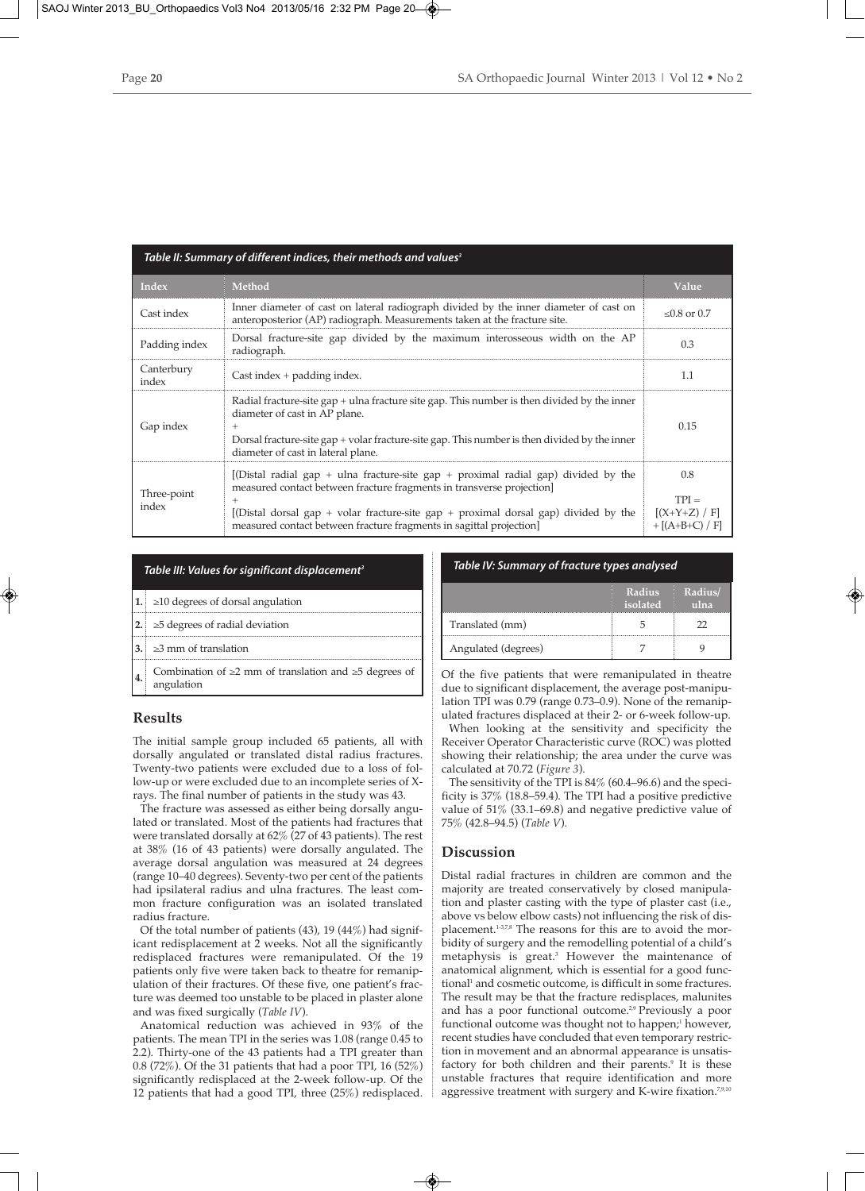**Table II: Summary of different indices, their methods and values[3]**

| Index | Method | Value |
|---|---|---|
| Cast index | Inner diameter of cast on lateral radiograph divided by the inner diameter of cast on anteroposterior (AP) radiograph. Measurements taken at the fracture site. | ≤0.8 or 0.7 |
| Padding index | Dorsal fracture-site gap divided by the maximum interosseous width on the AP radiograph. | 0.3 |
| Canterbury index | Cast index + padding index. | 1.1 |
| Gap index | Radial fracture-site gap + ulna fracture site gap. This number is then divided by the inner diameter of cast in AP plane. + Dorsal fracture-site gap + volar fracture-site gap. This number is then divided by the inner diameter of cast in lateral plane. | 0.15 |
| Three-point index | [(Distal radial gap + ulna fracture-site gap + proximal radial gap) divided by the measured contact between fracture fragments in transverse projection] + [(Distal dorsal gap + volar fracture-site gap + proximal dorsal gap) divided by the measured contact between fracture fragments in sagittal projection] | 0.8<br>TPI = $[(X+Y+Z) / F] + [(A+B+C) / F]$ |

**Table III: Values for significant displacement[3]**

| | |
|---|---|
| 1. | ≥10 degrees of dorsal angulation |
| 2. | ≥5 degrees of radial deviation |
| 3. | ≥3 mm of translation |
| 4. | Combination of ≥2 mm of translation and ≥5 degrees of angulation |

## Results

The initial sample group included 65 patients, all with dorsally angulated or translated distal radius fractures. Twenty-two patients were excluded due to a loss of follow-up or were excluded due to an incomplete series of X-rays. The final number of patients in the study was 43.

The fracture was assessed as either being dorsally angulated or translated. Most of the patients had fractures that were translated dorsally at 62% (27 of 43 patients). The rest at 38% (16 of 43 patients) were dorsally angulated. The average dorsal angulation was measured at 24 degrees (range 10–40 degrees). Seventy-two per cent of the patients had ipsilateral radius and ulna fractures. The least common fracture configuration was an isolated translated radius fracture.

Of the total number of patients (43), 19 (44%) had significant redisplacement at 2 weeks. Not all the significantly redisplaced fractures were remanipulated. Of the 19 patients only five were taken back to theatre for remanipulation of their fractures. Of these five, one patient's fracture was deemed too unstable to be placed in plaster alone and was fixed surgically (*Table IV*).

Anatomical reduction was achieved in 93% of the patients. The mean TPI in the series was 1.08 (range 0.45 to 2.2). Thirty-one of the 43 patients had a TPI greater than 0.8 (72%). Of the 31 patients that had a poor TPI, 16 (52%) significantly redisplaced at the 2-week follow-up. Of the 12 patients that had a good TPI, three (25%) redisplaced.

**Table IV: Summary of fracture types analysed**

| | Radius isolated | Radius/ulna |
|---|---|---|
| Translated (mm) | 5 | 22 |
| Angulated (degrees) | 7 | 9 |

Of the five patients that were remanipulated in theatre due to significant displacement, the average post-manipulation TPI was 0.79 (range 0.73–0.9). None of the remanipulated fractures displaced at their 2- or 6-week follow-up.

When looking at the sensitivity and specificity the Receiver Operator Characteristic curve (ROC) was plotted showing their relationship; the area under the curve was calculated at 70.72 (*Figure 3*).

The sensitivity of the TPI is 84% (60.4–96.6) and the specificity is 37% (18.8–59.4). The TPI had a positive predictive value of 51% (33.1–69.8) and negative predictive value of 75% (42.8–94.5) (*Table V*).

## Discussion

Distal radial fractures in children are common and the majority are treated conservatively by closed manipulation and plaster casting with the type of plaster cast (i.e., above vs below elbow casts) not influencing the risk of displacement.[1-3,7,8] The reasons for this are to avoid the morbidity of surgery and the remodelling potential of a child's metaphysis is great.[3] However the maintenance of anatomical alignment, which is essential for a good functional[1] and cosmetic outcome, is difficult in some fractures. The result may be that the fracture redisplaces, malunites and has a poor functional outcome.[2,9] Previously a poor functional outcome was thought not to happen;[1] however, recent studies have concluded that even temporary restriction in movement and an abnormal appearance is unsatisfactory for both children and their parents.[9] It is these unstable fractures that require identification and more aggressive treatment with surgery and K-wire fixation.[7,9,10]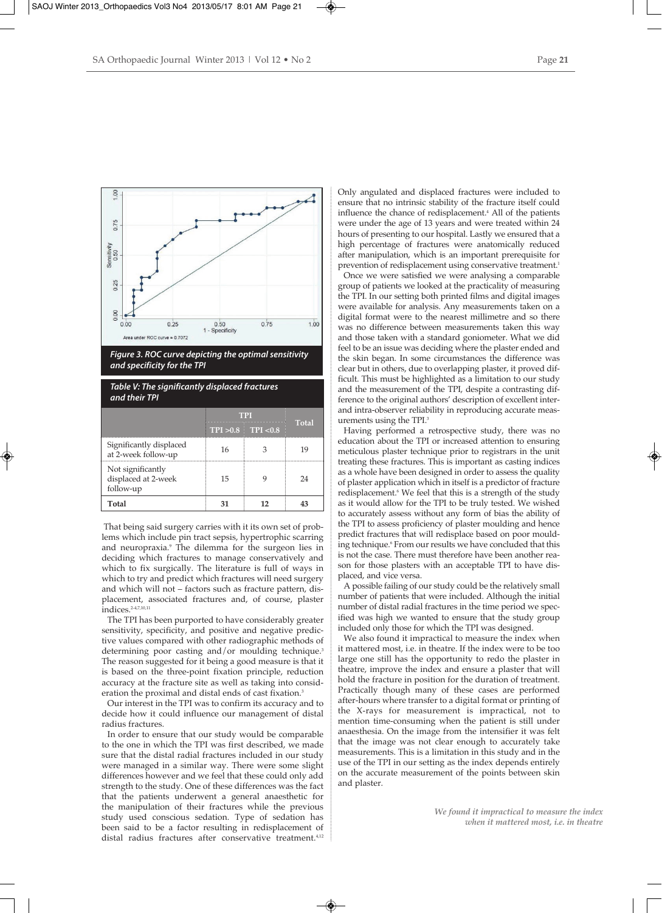Figure 3. ROC curve depicting the optimal sensitivity and specificity for the TPI

**Table V: The significantly displaced fractures and their TPI**

| | TPI | | Total |
|---|---|---|---|
| | TPI >0.8 | TPI <0.8 | |
| Significantly displaced at 2-week follow-up | 16 | 3 | 19 |
| Not significantly displaced at 2-week follow-up | 15 | 9 | 24 |
| **Total** | **31** | **12** | **43** |

That being said surgery carries with it its own set of problems which include pin tract sepsis, hypertrophic scarring and neuropraxia.[9] The dilemma for the surgeon lies in deciding which fractures to manage conservatively and which to fix surgically. The literature is full of ways in which to try and predict which fractures will need surgery and which will not – factors such as fracture pattern, displacement, associated fractures and, of course, plaster indices.[2-4,7,10,11]

The TPI has been purported to have considerably greater sensitivity, specificity, and positive and negative predictive values compared with other radiographic methods of determining poor casting and/or moulding technique.[3] The reason suggested for it being a good measure is that it is based on the three-point fixation principle, reduction accuracy at the fracture site as well as taking into consideration the proximal and distal ends of cast fixation.[3]

Our interest in the TPI was to confirm its accuracy and to decide how it could influence our management of distal radius fractures.

In order to ensure that our study would be comparable to the one in which the TPI was first described, we made sure that the distal radial fractures included in our study were managed in a similar way. There were some slight differences however and we feel that these could only add strength to the study. One of these differences was the fact that the patients underwent a general anaesthetic for the manipulation of their fractures while the previous study used conscious sedation. Type of sedation has been said to be a factor resulting in redisplacement of distal radius fractures after conservative treatment.[4,12] Only angulated and displaced fractures were included to ensure that no intrinsic stability of the fracture itself could influence the chance of redisplacement.[4] All of the patients were under the age of 13 years and were treated within 24 hours of presenting to our hospital. Lastly we ensured that a high percentage of fractures were anatomically reduced after manipulation, which is an important prerequisite for prevention of redisplacement using conservative treatment.[1]

Once we were satisfied we were analysing a comparable group of patients we looked at the practicality of measuring the TPI. In our setting both printed films and digital images were available for analysis. Any measurements taken on a digital format were to the nearest millimetre and so there was no difference between measurements taken this way and those taken with a standard goniometer. What we did feel to be an issue was deciding where the plaster ended and the skin began. In some circumstances the difference was clear but in others, due to overlapping plaster, it proved difficult. This must be highlighted as a limitation to our study and the measurement of the TPI, despite a contrasting difference to the original authors' description of excellent inter- and intra-observer reliability in reproducing accurate measurements using the TPI.[3]

Having performed a retrospective study, there was no education about the TPI or increased attention to ensuring meticulous plaster technique prior to registrars in the unit treating these fractures. This is important as casting indices as a whole have been designed in order to assess the quality of plaster application which in itself is a predictor of fracture redisplacement.[6] We feel that this is a strength of the study as it would allow for the TPI to be truly tested. We wished to accurately assess without any form of bias the ability of the TPI to assess proficiency of plaster moulding and hence predict fractures that will redisplace based on poor moulding technique.[6] From our results we have concluded that this is not the case. There must therefore have been another reason for those plasters with an acceptable TPI to have displaced, and vice versa.

A possible failing of our study could be the relatively small number of patients that were included. Although the initial number of distal radial fractures in the time period we specified was high we wanted to ensure that the study group included only those for which the TPI was designed.

We also found it impractical to measure the index when it mattered most, i.e. in theatre. If the index were to be too large one still has the opportunity to redo the plaster in theatre, improve the index and ensure a plaster that will hold the fracture in position for the duration of treatment. Practically though many of these cases are performed after-hours where transfer to a digital format or printing of the X-rays for measurement is impractical, not to mention time-consuming when the patient is still under anaesthesia. On the image from the intensifier it was felt that the image was not clear enough to accurately take measurements. This is a limitation in this study and in the use of the TPI in our setting as the index depends entirely on the accurate measurement of the points between skin and plaster.

*We found it impractical to measure the index when it mattered most, i.e. in theatre*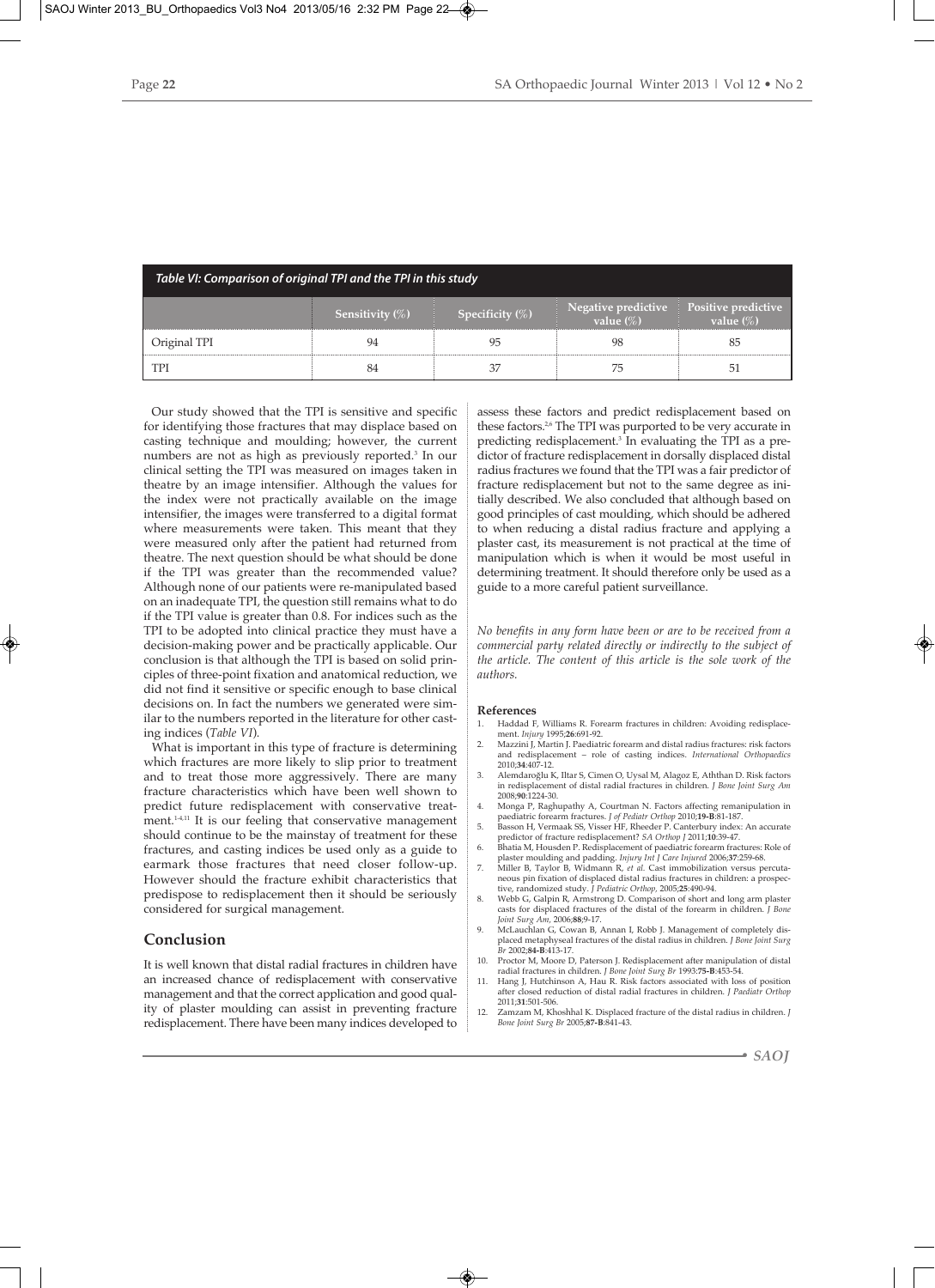*Table VI: Comparison of original TPI and the TPI in this study*

| | Sensitivity (%) | Specificity (%) | Negative predictive value (%) | Positive predictive value (%) |
|---|---|---|---|---|
| Original TPI | 94 | 95 | 98 | 85 |
| TPI | 84 | 37 | 75 | 51 |

Our study showed that the TPI is sensitive and specific for identifying those fractures that may displace based on casting technique and moulding; however, the current numbers are not as high as previously reported.[3] In our clinical setting the TPI was measured on images taken in theatre by an image intensifier. Although the values for the index were not practically available on the image intensifier, the images were transferred to a digital format where measurements were taken. This meant that they were measured only after the patient had returned from theatre. The next question should be what should be done if the TPI was greater than the recommended value? Although none of our patients were re-manipulated based on an inadequate TPI, the question still remains what to do if the TPI value is greater than 0.8. For indices such as the TPI to be adopted into clinical practice they must have a decision-making power and be practically applicable. Our conclusion is that although the TPI is based on solid principles of three-point fixation and anatomical reduction, we did not find it sensitive or specific enough to base clinical decisions on. In fact the numbers we generated were similar to the numbers reported in the literature for other casting indices (*Table VI*).

What is important in this type of fracture is determining which fractures are more likely to slip prior to treatment and to treat those more aggressively. There are many fracture characteristics which have been well shown to predict future redisplacement with conservative treatment.[1-4,11] It is our feeling that conservative management should continue to be the mainstay of treatment for these fractures, and casting indices be used only as a guide to earmark those fractures that need closer follow-up. However should the fracture exhibit characteristics that predispose to redisplacement then it should be seriously considered for surgical management.

## Conclusion

It is well known that distal radial fractures in children have an increased chance of redisplacement with conservative management and that the correct application and good quality of plaster moulding can assist in preventing fracture redisplacement. There have been many indices developed to assess these factors and predict redisplacement based on these factors.[2,6] The TPI was purported to be very accurate in predicting redisplacement.[3] In evaluating the TPI as a predictor of fracture redisplacement in dorsally displaced distal radius fractures we found that the TPI was a fair predictor of fracture redisplacement but not to the same degree as initially described. We also concluded that although based on good principles of cast moulding, which should be adhered to when reducing a distal radius fracture and applying a plaster cast, its measurement is not practical at the time of manipulation which is when it would be most useful in determining treatment. It should therefore only be used as a guide to a more careful patient surveillance.

*No benefits in any form have been or are to be received from a commercial party related directly or indirectly to the subject of the article. The content of this article is the sole work of the authors.*

### References

1. Haddad F, Williams R. Forearm fractures in children: Avoiding redisplacement. *Injury* 1995;**26**:691-92.
2. Mazzini J, Martin J. Paediatric forearm and distal radius fractures: risk factors and redisplacement – role of casting indices. *International Orthopaedics* 2010;**34**:407-12.
3. Alemdaroğlu K, Iltar S, Cimen O, Uysal M, Alagoz E, Aththan D. Risk factors in redisplacement of distal radial fractures in children. *J Bone Joint Surg Am* 2008;**90**:1224-30.
4. Monga P, Raghupathy A, Courtman N. Factors affecting remanipulation in paediatric forearm fractures. *J of Pediatr Orthop* 2010;**19-B**:81-187.
5. Basson H, Vermaak SS, Visser HF, Rheeder P. Canterbury index: An accurate predictor of fracture redisplacement? *SA Orthop J* 2011;**10**:39-47.
6. Bhatia M, Housden P. Redisplacement of paediatric forearm fractures: Role of plaster moulding and padding. *Injury Int J Care Injured* 2006;**37**:259-68.
7. Miller B, Taylor B, Widmann R, *et al.* Cast immobilization versus percutaneous pin fixation of displaced distal radius fractures in children: a prospective, randomized study. *J Pediatric Orthop*, 2005;**25**:490-94.
8. Webb G, Galpin R, Armstrong D. Comparison of short and long arm plaster casts for displaced fractures of the distal of the forearm in children. *J Bone Joint Surg Am*, 2006;**88**;9-17.
9. McLauchlan G, Cowan B, Annan I, Robb J. Management of completely displaced metaphyseal fractures of the distal radius in children. *J Bone Joint Surg Br* 2002;**84-B**:413-17.
10. Proctor M, Moore D, Paterson J. Redisplacement after manipulation of distal radial fractures in children. *J Bone Joint Surg Br* 1993;**75-B**:453-54.
11. Hang J, Hutchinson A, Hau R. Risk factors associated with loss of position after closed reduction of distal radial fractures in children. *J Paediatr Orthop* 2011;**31**:501-506.
12. Zamzam M, Khoshhal K. Displaced fracture of the distal radius in children. *J Bone Joint Surg Br* 2005;**87-B**:841-43.